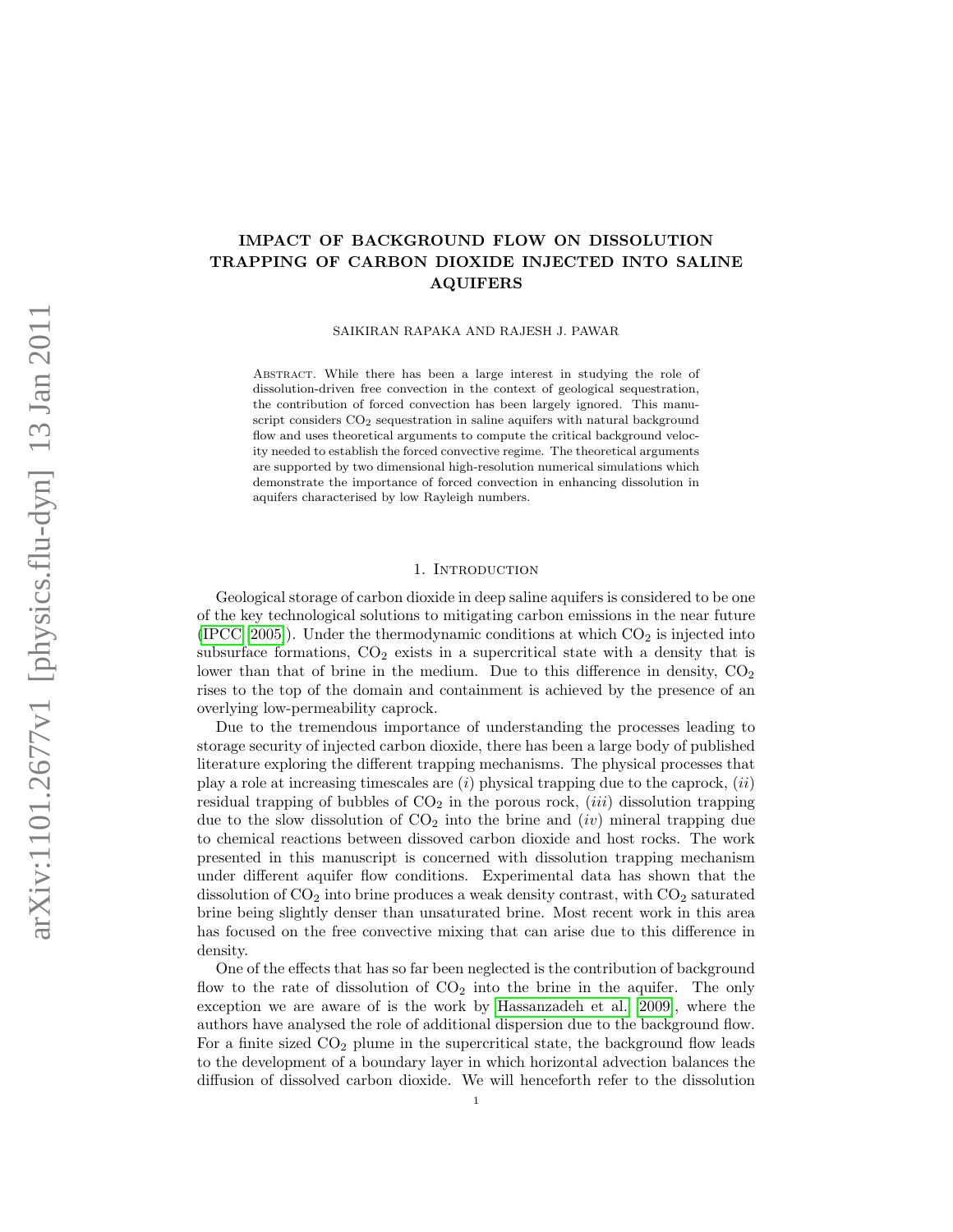# IMPACT OF BACKGROUND FLOW ON DISSOLUTION TRAPPING OF CARBON DIOXIDE INJECTED INTO SALINE AQUIFERS

SAIKIRAN RAPAKA AND RAJESH J. PAWAR

Abstract. While there has been a large interest in studying the role of dissolution-driven free convection in the context of geological sequestration, the contribution of forced convection has been largely ignored. This manuscript considers $CO_2$ sequestration in saline aquifers with natural background flow and uses theoretical arguments to compute the critical background velocity needed to establish the forced convective regime. The theoretical arguments are supported by two dimensional high-resolution numerical simulations which demonstrate the importance of forced convection in enhancing dissolution in aquifers characterised by low Rayleigh numbers.

## 1. Introduction

Geological storage of carbon dioxide in deep saline aquifers is considered to be one of the key technological solutions to mitigating carbon emissions in the near future (IPCC [2005]). Under the thermodynamic conditions at which $CO_2$ is injected into subsurface formations, $CO_2$ exists in a supercritical state with a density that is lower than that of brine in the medium. Due to this difference in density, $CO_2$ rises to the top of the domain and containment is achieved by the presence of an overlying low-permeability caprock.

Due to the tremendous importance of understanding the processes leading to storage security of injected carbon dioxide, there has been a large body of published literature exploring the different trapping mechanisms. The physical processes that play a role at increasing timescales are (*i*) physical trapping due to the caprock, (*ii*) residual trapping of bubbles of $CO_2$ in the porous rock, (*iii*) dissolution trapping due to the slow dissolution of $CO_2$ into the brine and (*iv*) mineral trapping due to chemical reactions between dissoved carbon dioxide and host rocks. The work presented in this manuscript is concerned with dissolution trapping mechanism under different aquifer flow conditions. Experimental data has shown that the dissolution of $CO_2$ into brine produces a weak density contrast, with $CO_2$ saturated brine being slightly denser than unsaturated brine. Most recent work in this area has focused on the free convective mixing that can arise due to this difference in density.

One of the effects that has so far been neglected is the contribution of background flow to the rate of dissolution of $CO_2$ into the brine in the aquifer. The only exception we are aware of is the work by Hassanzadeh et al. [2009], where the authors have analysed the role of additional dispersion due to the background flow. For a finite sized $CO_2$ plume in the supercritical state, the background flow leads to the development of a boundary layer in which horizontal advection balances the diffusion of dissolved carbon dioxide. We will henceforth refer to the dissolution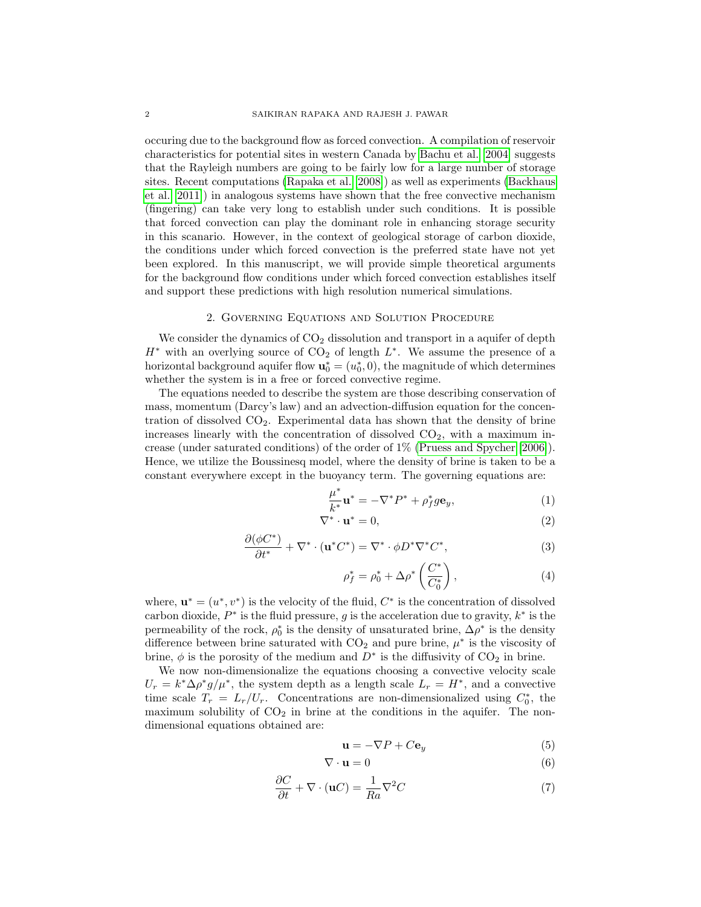occuring due to the background flow as forced convection. A compilation of reservoir characteristics for potential sites in western Canada by Bachu et al. 2004 suggests that the Rayleigh numbers are going to be fairly low for a large number of storage sites. Recent computations (Rapaka et al. 2008) as well as experiments (Backhaus et al. 2011) in analogous systems have shown that the free convective mechanism (fingering) can take very long to establish under such conditions. It is possible that forced convection can play the dominant role in enhancing storage security in this scenario. However, in the context of geological storage of carbon dioxide, the conditions under which forced convection is the preferred state have not yet been explored. In this manuscript, we will provide simple theoretical arguments for the background flow conditions under which forced convection establishes itself and support these predictions with high resolution numerical simulations.

## 2. Governing Equations and Solution Procedure

We consider the dynamics of $CO_2$ dissolution and transport in a aquifer of depth $H^*$ with an overlying source of $CO_2$ of length $L^*$. We assume the presence of a horizontal background aquifer flow $\mathbf{u}_0^* = (u_0^*, 0)$, the magnitude of which determines whether the system is in a free or forced convective regime.

The equations needed to describe the system are those describing conservation of mass, momentum (Darcy's law) and an advection-diffusion equation for the concentration of dissolved $CO_2$. Experimental data has shown that the density of brine increases linearly with the concentration of dissolved $CO_2$, with a maximum increase (under saturated conditions) of the order of 1% (Pruess and Spycher [2006]). Hence, we utilize the Boussinesq model, where the density of brine is taken to be a constant everywhere except in the buoyancy term. The governing equations are:

$$\frac{\mu^*}{k^*}\mathbf{u}^* = -\nabla^* P^* + \rho_f^* g \mathbf{e}_y, \tag{1}$$

$$\nabla^* \cdot \mathbf{u}^* = 0, \tag{2}$$

$$\frac{\partial(\phi C^*)}{\partial t^*} + \nabla^* \cdot (\mathbf{u}^* C^*) = \nabla^* \cdot \phi D^* \nabla^* C^*, \tag{3}$$

$$\rho_f^* = \rho_0^* + \Delta\rho^* \left(\frac{C^*}{C_0^*}\right), \tag{4}$$

where, $\mathbf{u}^* = (u^*, v^*)$ is the velocity of the fluid, $C^*$ is the concentration of dissolved carbon dioxide, $P^*$ is the fluid pressure, $g$ is the acceleration due to gravity, $k^*$ is the permeability of the rock, $\rho_0^*$ is the density of unsaturated brine, $\Delta\rho^*$ is the density difference between brine saturated with $CO_2$ and pure brine, $\mu^*$ is the viscosity of brine, $\phi$ is the porosity of the medium and $D^*$ is the diffusivity of $CO_2$ in brine.

We now non-dimensionalize the equations choosing a convective velocity scale $U_r = k^*\Delta\rho^* g/\mu^*$, the system depth as a length scale $L_r = H^*$, and a convective time scale $T_r = L_r/U_r$. Concentrations are non-dimensionalized using $C_0^*$, the maximum solubility of $CO_2$ in brine at the conditions in the aquifer. The non-dimensional equations obtained are:

$$\mathbf{u} = -\nabla P + C\mathbf{e}_y \tag{5}$$

$$\nabla \cdot \mathbf{u} = 0 \tag{6}$$

$$\frac{\partial C}{\partial t} + \nabla \cdot (\mathbf{u}C) = \frac{1}{Ra}\nabla^2 C \tag{7}$$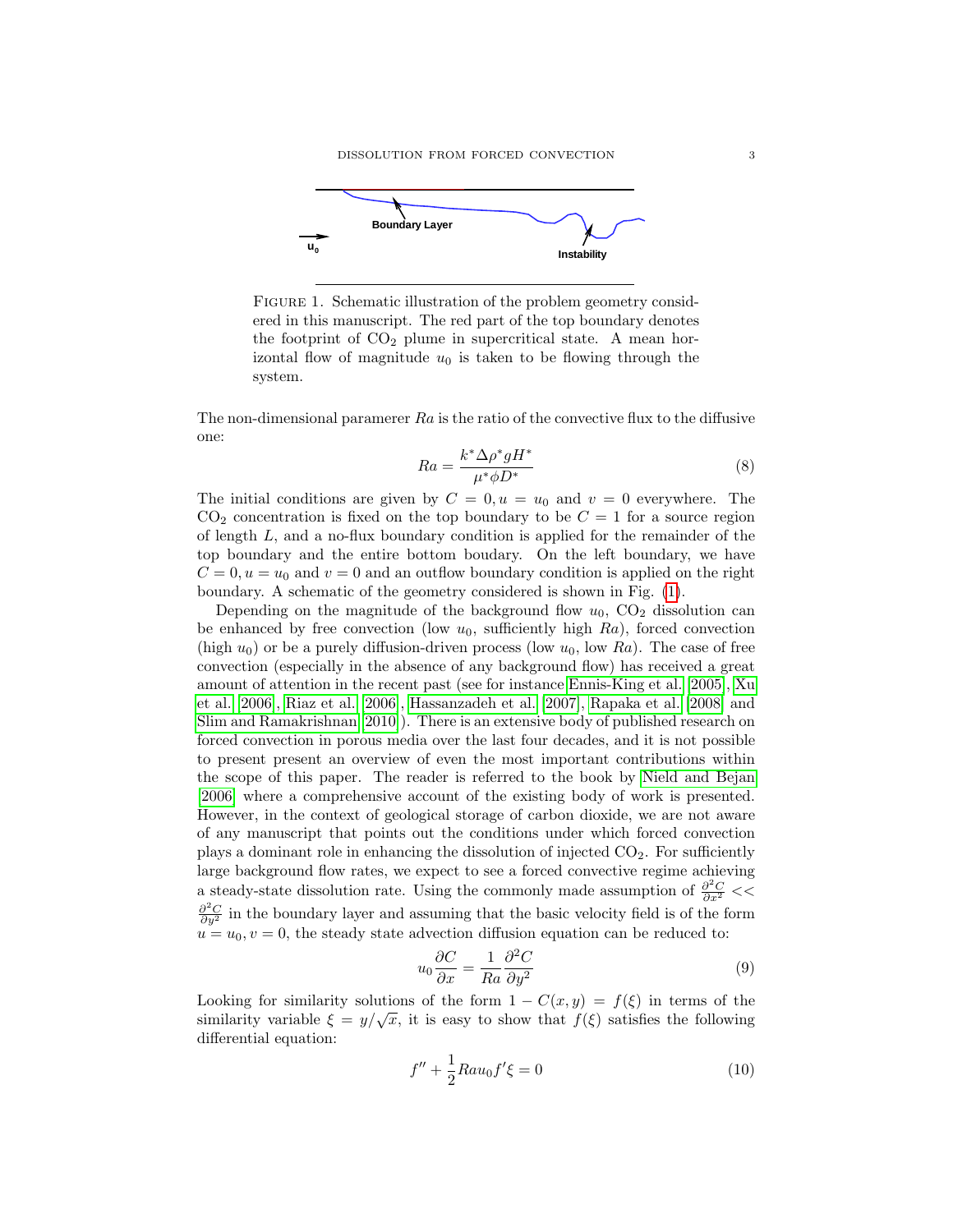Boundary Layer

$u_0$

Instability

FIGURE 1. Schematic illustration of the problem geometry considered in this manuscript. The red part of the top boundary denotes the footprint of $CO_2$ plume in supercritical state. A mean horizontal flow of magnitude $u_0$ is taken to be flowing through the system.

The non-dimensional paramerer $Ra$ is the ratio of the convective flux to the diffusive one:

$$Ra = \frac{k^* \Delta\rho^* g H^*}{\mu^* \phi D^*} \tag{8}$$

The initial conditions are given by $C = 0, u = u_0$ and $v = 0$ everywhere. The $CO_2$ concentration is fixed on the top boundary to be $C = 1$ for a source region of length $L$, and a no-flux boundary condition is applied for the remainder of the top boundary and the entire bottom boudary. On the left boundary, we have $C = 0, u = u_0$ and $v = 0$ and an outflow boundary condition is applied on the right boundary. A schematic of the geometry considered is shown in Fig. (1).

Depending on the magnitude of the background flow $u_0$, $CO_2$ dissolution can be enhanced by free convection (low $u_0$, sufficiently high $Ra$), forced convection (high $u_0$) or be a purely diffusion-driven process (low $u_0$, low $Ra$). The case of free convection (especially in the absence of any background flow) has received a great amount of attention in the recent past (see for instance Ennis-King et al. [2005], Xu et al. [2006], Riaz et al. [2006], Hassanzadeh et al. [2007], Rapaka et al. [2008] and Slim and Ramakrishnan [2010]). There is an extensive body of published research on forced convection in porous media over the last four decades, and it is not possible to present present an overview of even the most important contributions within the scope of this paper. The reader is referred to the book by Nield and Bejan [2006] where a comprehensive account of the existing body of work is presented. However, in the context of geological storage of carbon dioxide, we are not aware of any manuscript that points out the conditions under which forced convection plays a dominant role in enhancing the dissolution of injected $CO_2$. For sufficiently large background flow rates, we expect to see a forced convective regime achieving a steady-state dissolution rate. Using the commonly made assumption of $\frac{\partial^2 C}{\partial x^2} << \frac{\partial^2 C}{\partial y^2}$ in the boundary layer and assuming that the basic velocity field is of the form $u = u_0, v = 0$, the steady state advection diffusion equation can be reduced to:

$$u_0 \frac{\partial C}{\partial x} = \frac{1}{Ra} \frac{\partial^2 C}{\partial y^2} \tag{9}$$

Looking for similarity solutions of the form $1 - C(x, y) = f(\xi)$ in terms of the similarity variable $\xi = y/\sqrt{x}$, it is easy to show that $f(\xi)$ satisfies the following differential equation:

$$f'' + \frac{1}{2} Ra u_0 f' \xi = 0 \tag{10}$$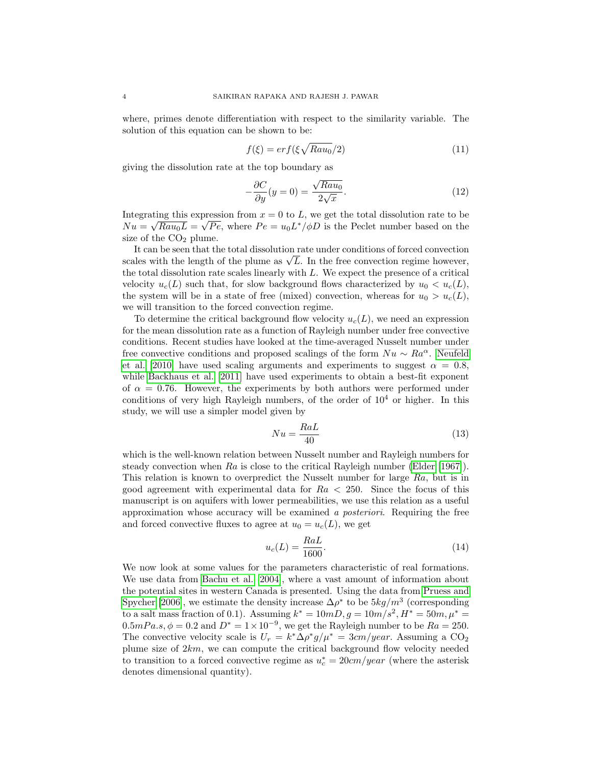where, primes denote differentiation with respect to the similarity variable. The solution of this equation can be shown to be:

$$f(\xi) = erf(\xi\sqrt{Rau_0}/2) \tag{11}$$

giving the dissolution rate at the top boundary as

$$-\frac{\partial C}{\partial y}(y=0) = \frac{\sqrt{Rau_0}}{2\sqrt{x}}. \tag{12}$$

Integrating this expression from $x = 0$ to $L$, we get the total dissolution rate to be $Nu = \sqrt{Rau_0 L} = \sqrt{Pe}$, where $Pe = u_0 L^*/\phi D$ is the Peclet number based on the size of the $CO_2$ plume.

It can be seen that the total dissolution rate under conditions of forced convection scales with the length of the plume as $\sqrt{L}$. In the free convection regime however, the total dissolution rate scales linearly with $L$. We expect the presence of a critical velocity $u_c(L)$ such that, for slow background flows characterized by $u_0 < u_c(L)$, the system will be in a state of free (mixed) convection, whereas for $u_0 > u_c(L)$, we will transition to the forced convection regime.

To determine the critical background flow velocity $u_c(L)$, we need an expression for the mean dissolution rate as a function of Rayleigh number under free convective conditions. Recent studies have looked at the time-averaged Nusselt number under free convective conditions and proposed scalings of the form $Nu \sim Ra^{\alpha}$. Neufeld et al. [2010] have used scaling arguments and experiments to suggest $\alpha = 0.8$, while Backhaus et al. [2011] have used experiments to obtain a best-fit exponent of $\alpha = 0.76$. However, the experiments by both authors were performed under conditions of very high Rayleigh numbers, of the order of $10^4$ or higher. In this study, we will use a simpler model given by

$$Nu = \frac{RaL}{40} \tag{13}$$

which is the well-known relation between Nusselt number and Rayleigh numbers for steady convection when $Ra$ is close to the critical Rayleigh number (Elder [1967]). This relation is known to overpredict the Nusselt number for large $Ra$, but is in good agreement with experimental data for $Ra < 250$. Since the focus of this manuscript is on aquifers with lower permeabilities, we use this relation as a useful approximation whose accuracy will be examined *a posteriori*. Requiring the free and forced convective fluxes to agree at $u_0 = u_c(L)$, we get

$$u_c(L) = \frac{RaL}{1600}. \tag{14}$$

We now look at some values for the parameters characteristic of real formations. We use data from Bachu et al. [2004], where a vast amount of information about the potential sites in western Canada is presented. Using the data from Pruess and Spycher [2006], we estimate the density increase $\Delta\rho^*$ to be $5kg/m^3$ (corresponding to a salt mass fraction of 0.1). Assuming $k^* = 10mD, g = 10m/s^2, H^* = 50m, \mu^* = 0.5mPa.s, \phi = 0.2$ and $D^* = 1 \times 10^{-9}$, we get the Rayleigh number to be $Ra = 250$. The convective velocity scale is $U_r = k^*\Delta\rho^* g/\mu^* = 3cm/year$. Assuming a $CO_2$ plume size of $2km$, we can compute the critical background flow velocity needed to transition to a forced convective regime as $u_c^* = 20cm/year$ (where the asterisk denotes dimensional quantity).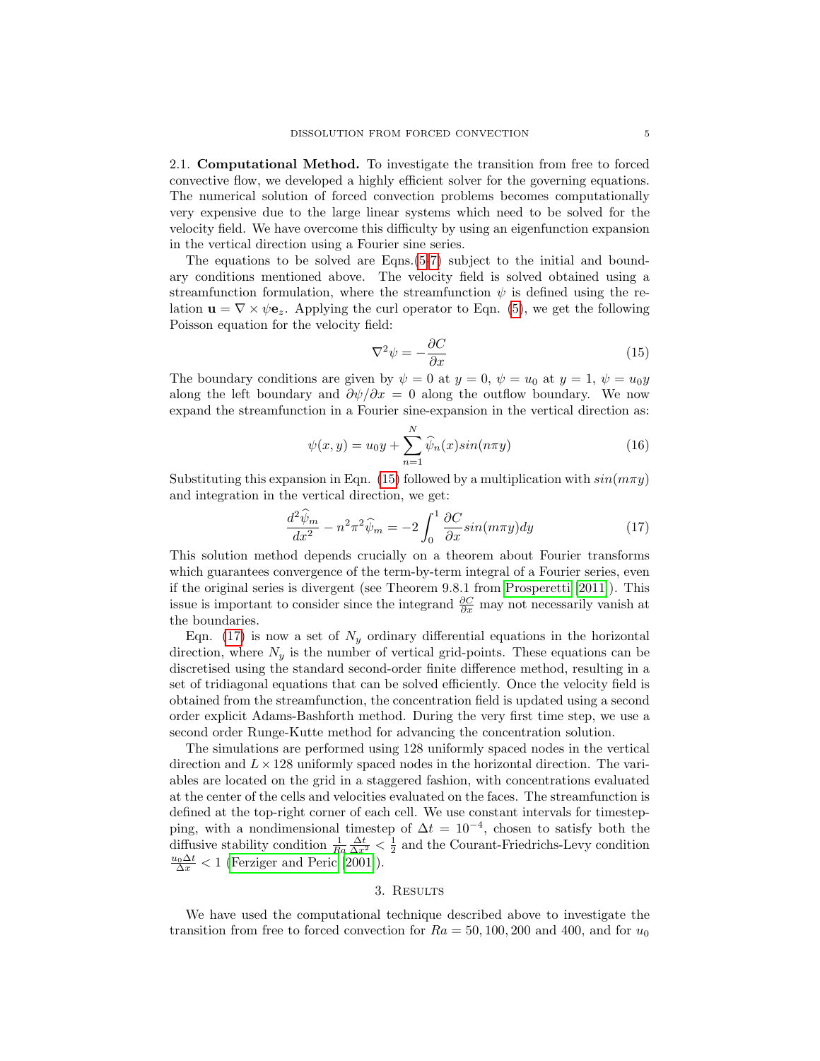2.1. **Computational Method.** To investigate the transition from free to forced convective flow, we developed a highly efficient solver for the governing equations. The numerical solution of forced convection problems becomes computationally very expensive due to the large linear systems which need to be solved for the velocity field. We have overcome this difficulty by using an eigenfunction expansion in the vertical direction using a Fourier sine series.

The equations to be solved are Eqns.(5-7) subject to the initial and boundary conditions mentioned above. The velocity field is solved obtained using a streamfunction formulation, where the streamfunction $\psi$ is defined using the relation $\mathbf{u} = \nabla \times \psi \mathbf{e}_z$. Applying the curl operator to Eqn. (5), we get the following Poisson equation for the velocity field:

$$\nabla^2 \psi = -\frac{\partial C}{\partial x} \tag{15}$$

The boundary conditions are given by $\psi = 0$ at $y = 0$, $\psi = u_0$ at $y = 1$, $\psi = u_0 y$ along the left boundary and $\partial \psi / \partial x = 0$ along the outflow boundary. We now expand the streamfunction in a Fourier sine-expansion in the vertical direction as:

$$\psi(x, y) = u_0 y + \sum_{n=1}^{N} \widehat{\psi}_n(x) sin(n\pi y) \tag{16}$$

Substituting this expansion in Eqn. (15) followed by a multiplication with $sin(m\pi y)$ and integration in the vertical direction, we get:

$$\frac{d^2 \widehat{\psi}_m}{dx^2} - n^2 \pi^2 \widehat{\psi}_m = -2 \int_0^1 \frac{\partial C}{\partial x} sin(m\pi y) dy \tag{17}$$

This solution method depends crucially on a theorem about Fourier transforms which guarantees convergence of the term-by-term integral of a Fourier series, even if the original series is divergent (see Theorem 9.8.1 from Prosperetti (2011)). This issue is important to consider since the integrand $\frac{\partial C}{\partial x}$ may not necessarily vanish at the boundaries.

Eqn. (17) is now a set of $N_y$ ordinary differential equations in the horizontal direction, where $N_y$ is the number of vertical grid-points. These equations can be discretised using the standard second-order finite difference method, resulting in a set of tridiagonal equations that can be solved efficiently. Once the velocity field is obtained from the streamfunction, the concentration field is updated using a second order explicit Adams-Bashforth method. During the very first time step, we use a second order Runge-Kutte method for advancing the concentration solution.

The simulations are performed using 128 uniformly spaced nodes in the vertical direction and $L \times 128$ uniformly spaced nodes in the horizontal direction. The variables are located on the grid in a staggered fashion, with concentrations evaluated at the center of the cells and velocities evaluated on the faces. The streamfunction is defined at the top-right corner of each cell. We use constant intervals for timestepping, with a nondimensional timestep of $\Delta t = 10^{-4}$, chosen to satisfy both the diffusive stability condition $\frac{1}{Ra} \frac{\Delta t}{\Delta x^2} < \frac{1}{2}$ and the Courant-Friedrichs-Levy condition $\frac{u_0 \Delta t}{\Delta x} < 1$ (Ferziger and Peric (2001)).

## 3. Results

We have used the computational technique described above to investigate the transition from free to forced convection for $Ra = 50, 100, 200$ and 400, and for $u_0$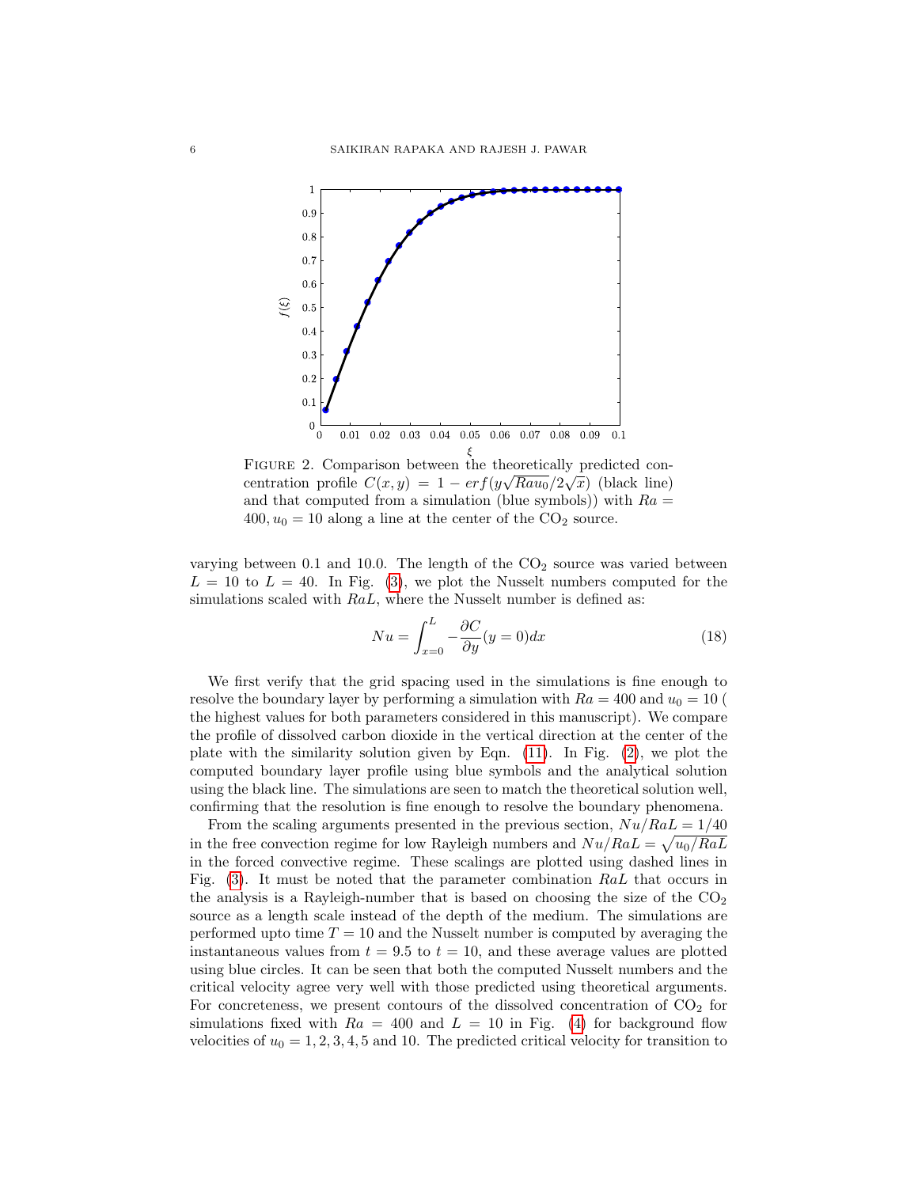1
0.9
0.8
0.7
0.6
0.5
0.4
0.3
0.2
0.1
0
0 0.01 0.02 0.03 0.04 0.05 0.06 0.07 0.08 0.09 0.1

$f(\xi)$

$\xi$

FIGURE 2. Comparison between the theoretically predicted concentration profile $C(x, y) = 1 - erf(y\sqrt{Rau_0}/2\sqrt{x})$ (black line) and that computed from a simulation (blue symbols)) with $Ra = 400, u_0 = 10$ along a line at the center of the $CO_2$ source.

varying between 0.1 and 10.0. The length of the $CO_2$ source was varied between $L = 10$ to $L = 40$. In Fig. (3), we plot the Nusselt numbers computed for the simulations scaled with $RaL$, where the Nusselt number is defined as:

$$Nu = \int_{x=0}^{L} -\frac{\partial C}{\partial y}(y = 0)dx \tag{18}$$

We first verify that the grid spacing used in the simulations is fine enough to resolve the boundary layer by performing a simulation with $Ra = 400$ and $u_0 = 10$ ( the highest values for both parameters considered in this manuscript). We compare the profile of dissolved carbon dioxide in the vertical direction at the center of the plate with the similarity solution given by Eqn. (11). In Fig. (2), we plot the computed boundary layer profile using blue symbols and the analytical solution using the black line. The simulations are seen to match the theoretical solution well, confirming that the resolution is fine enough to resolve the boundary phenomena.

From the scaling arguments presented in the previous section, $Nu/RaL = 1/40$ in the free convection regime for low Rayleigh numbers and $Nu/RaL = \sqrt{u_0/RaL}$ in the forced convective regime. These scalings are plotted using dashed lines in Fig. (3). It must be noted that the parameter combination $RaL$ that occurs in the analysis is a Rayleigh-number that is based on choosing the size of the $CO_2$ source as a length scale instead of the depth of the medium. The simulations are performed upto time $T = 10$ and the Nusselt number is computed by averaging the instantaneous values from $t = 9.5$ to $t = 10$, and these average values are plotted using blue circles. It can be seen that both the computed Nusselt numbers and the critical velocity agree very well with those predicted using theoretical arguments. For concreteness, we present contours of the dissolved concentration of $CO_2$ for simulations fixed with $Ra = 400$ and $L = 10$ in Fig. (4) for background flow velocities of $u_0 = 1, 2, 3, 4, 5$ and 10. The predicted critical velocity for transition to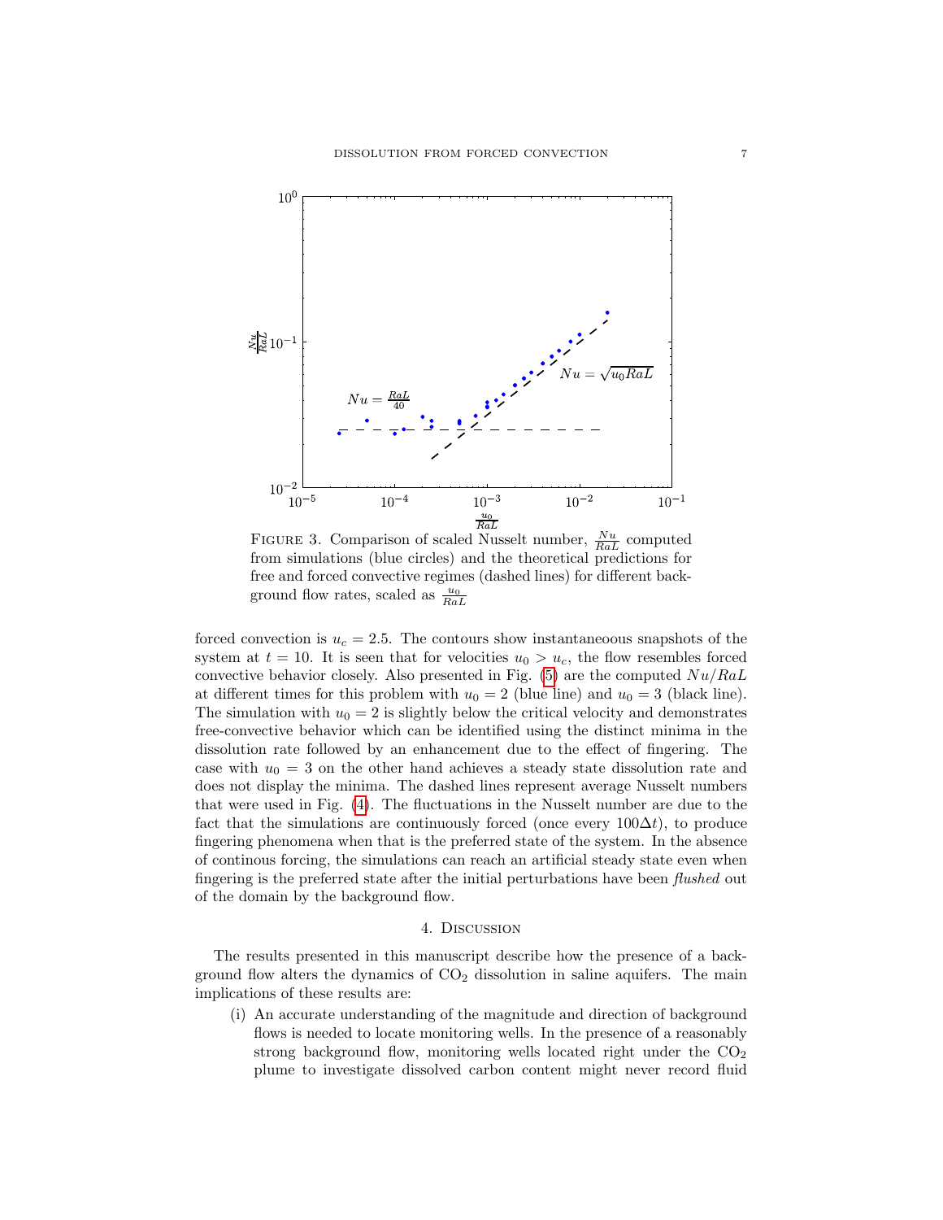$10^0$

$\frac{Nu}{RaL}$ $10^{-1}$

$10^{-2}$

$Nu = \frac{RaL}{40}$

$Nu = \sqrt{u_0 RaL}$

$10^{-5}$ $10^{-4}$ $10^{-3}$ $10^{-2}$ $10^{-1}$

$\frac{u_0}{RaL}$

FIGURE 3. Comparison of scaled Nusselt number, $\frac{Nu}{RaL}$ computed from simulations (blue circles) and the theoretical predictions for free and forced convective regimes (dashed lines) for different background flow rates, scaled as $\frac{u_0}{RaL}$

forced convection is $u_c = 2.5$. The contours show instantaneoous snapshots of the system at $t = 10$. It is seen that for velocities $u_0 > u_c$, the flow resembles forced convective behavior closely. Also presented in Fig. (5) are the computed $Nu/RaL$ at different times for this problem with $u_0 = 2$ (blue line) and $u_0 = 3$ (black line). The simulation with $u_0 = 2$ is slightly below the critical velocity and demonstrates free-convective behavior which can be identified using the distinct minima in the dissolution rate followed by an enhancement due to the effect of fingering. The case with $u_0 = 3$ on the other hand achieves a steady state dissolution rate and does not display the minima. The dashed lines represent average Nusselt numbers that were used in Fig. (4). The fluctuations in the Nusselt number are due to the fact that the simulations are continuously forced (once every $100\Delta t$), to produce fingering phenomena when that is the preferred state of the system. In the absence of continous forcing, the simulations can reach an artificial steady state even when fingering is the preferred state after the initial perturbations have been *flushed* out of the domain by the background flow.

## 4. Discussion

The results presented in this manuscript describe how the presence of a background flow alters the dynamics of $CO_2$ dissolution in saline aquifers. The main implications of these results are:

(i) An accurate understanding of the magnitude and direction of background flows is needed to locate monitoring wells. In the presence of a reasonably strong background flow, monitoring wells located right under the $CO_2$ plume to investigate dissolved carbon content might never record fluid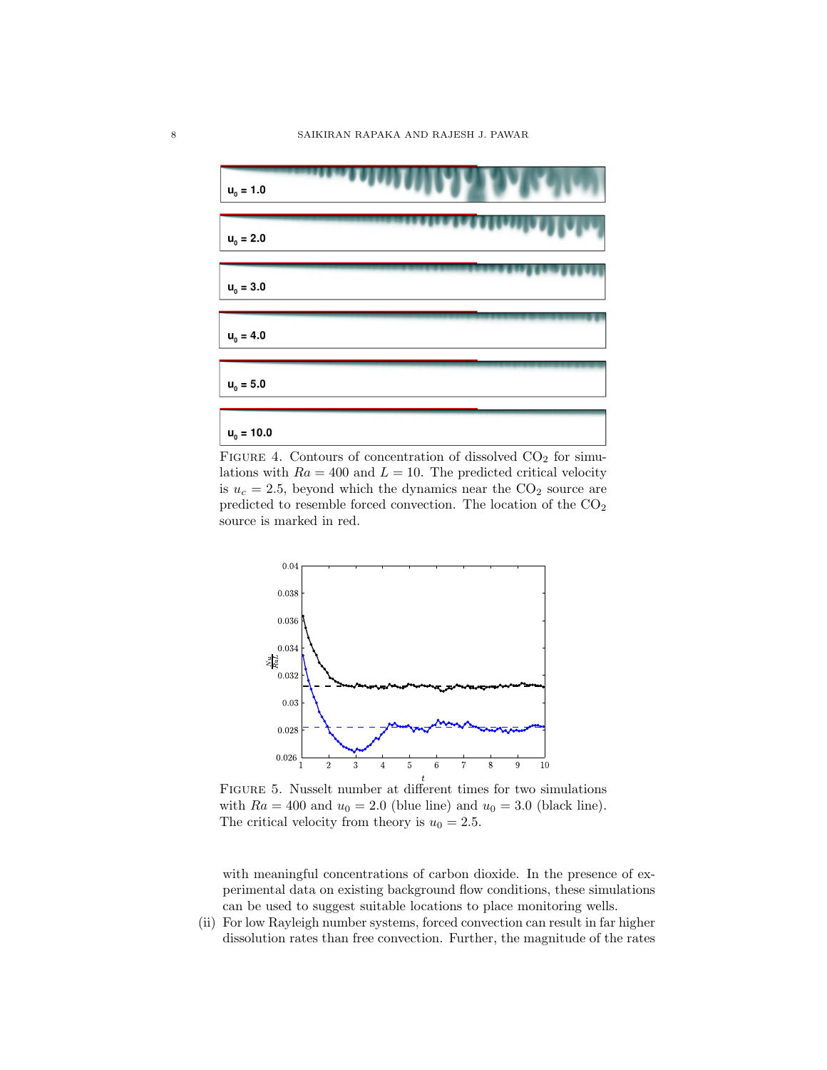u₀ = 1.0

$u_0 = 2.0$

$u_0 = 3.0$

$u_0 = 4.0$

$u_0 = 5.0$

$u_0 = 10.0$

FIGURE 4. Contours of concentration of dissolved $CO_2$ for simulations with $Ra = 400$ and $L = 10$. The predicted critical velocity is $u_c = 2.5$, beyond which the dynamics near the $CO_2$ source are predicted to resemble forced convection. The location of the $CO_2$ source is marked in red.

0.04
0.038
0.036
0.034
0.032
0.03
0.028
0.026

$\frac{Nu}{RaL}$

1 2 3 4 5 6 7 8 9 10

$t$

FIGURE 5. Nusselt number at different times for two simulations with $Ra = 400$ and $u_0 = 2.0$ (blue line) and $u_0 = 3.0$ (black line). The critical velocity from theory is $u_0 = 2.5$.

with meaningful concentrations of carbon dioxide. In the presence of experimental data on existing background flow conditions, these simulations can be used to suggest suitable locations to place monitoring wells.

(ii) For low Rayleigh number systems, forced convection can result in far higher dissolution rates than free convection. Further, the magnitude of the rates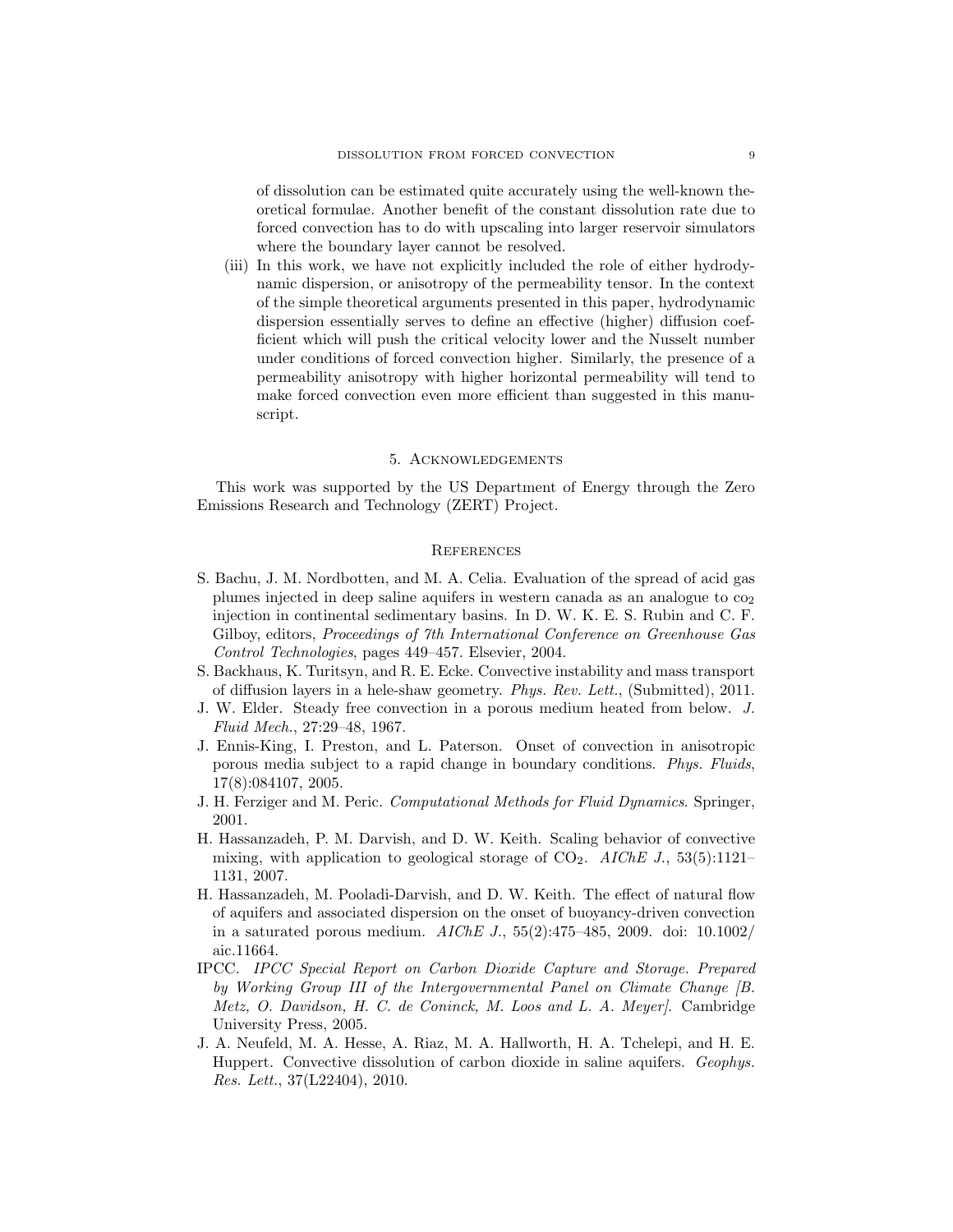of dissolution can be estimated quite accurately using the well-known theoretical formulae. Another benefit of the constant dissolution rate due to forced convection has to do with upscaling into larger reservoir simulators where the boundary layer cannot be resolved.

(iii) In this work, we have not explicitly included the role of either hydrodynamic dispersion, or anisotropy of the permeability tensor. In the context of the simple theoretical arguments presented in this paper, hydrodynamic dispersion essentially serves to define an effective (higher) diffusion coefficient which will push the critical velocity lower and the Nusselt number under conditions of forced convection higher. Similarly, the presence of a permeability anisotropy with higher horizontal permeability will tend to make forced convection even more efficient than suggested in this manuscript.

## 5. Acknowledgements

This work was supported by the US Department of Energy through the Zero Emissions Research and Technology (ZERT) Project.

## References

S. Bachu, J. M. Nordbotten, and M. A. Celia. Evaluation of the spread of acid gas plumes injected in deep saline aquifers in western canada as an analogue to $co_2$ injection in continental sedimentary basins. In D. W. K. E. S. Rubin and C. F. Gilboy, editors, *Proceedings of 7th International Conference on Greenhouse Gas Control Technologies*, pages 449–457. Elsevier, 2004.

S. Backhaus, K. Turitsyn, and R. E. Ecke. Convective instability and mass transport of diffusion layers in a hele-shaw geometry. *Phys. Rev. Lett.*, (Submitted), 2011.

J. W. Elder. Steady free convection in a porous medium heated from below. *J. Fluid Mech.*, 27:29–48, 1967.

J. Ennis-King, I. Preston, and L. Paterson. Onset of convection in anisotropic porous media subject to a rapid change in boundary conditions. *Phys. Fluids*, 17(8):084107, 2005.

J. H. Ferziger and M. Peric. *Computational Methods for Fluid Dynamics*. Springer, 2001.

H. Hassanzadeh, P. M. Darvish, and D. W. Keith. Scaling behavior of convective mixing, with application to geological storage of $CO_2$. *AIChE J.*, 53(5):1121–1131, 2007.

H. Hassanzadeh, M. Pooladi-Darvish, and D. W. Keith. The effect of natural flow of aquifers and associated dispersion on the onset of buoyancy-driven convection in a saturated porous medium. *AIChE J.*, 55(2):475–485, 2009. doi: 10.1002/aic.11664.

IPCC. *IPCC Special Report on Carbon Dioxide Capture and Storage. Prepared by Working Group III of the Intergovernmental Panel on Climate Change [B. Metz, O. Davidson, H. C. de Coninck, M. Loos and L. A. Meyer]*. Cambridge University Press, 2005.

J. A. Neufeld, M. A. Hesse, A. Riaz, M. A. Hallworth, H. A. Tchelepi, and H. E. Huppert. Convective dissolution of carbon dioxide in saline aquifers. *Geophys. Res. Lett.*, 37(L22404), 2010.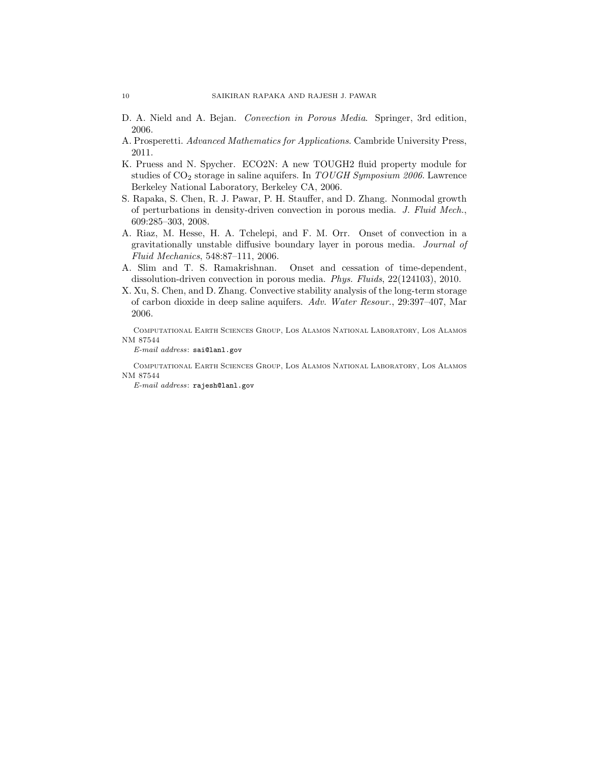D. A. Nield and A. Bejan. *Convection in Porous Media*. Springer, 3rd edition, 2006.

A. Prosperetti. *Advanced Mathematics for Applications*. Cambride University Press, 2011.

K. Pruess and N. Spycher. ECO2N: A new TOUGH2 fluid property module for studies of $CO_2$ storage in saline aquifers. In *TOUGH Symposium 2006*. Lawrence Berkeley National Laboratory, Berkeley CA, 2006.

S. Rapaka, S. Chen, R. J. Pawar, P. H. Stauffer, and D. Zhang. Nonmodal growth of perturbations in density-driven convection in porous media. *J. Fluid Mech.*, 609:285–303, 2008.

A. Riaz, M. Hesse, H. A. Tchelepi, and F. M. Orr. Onset of convection in a gravitationally unstable diffusive boundary layer in porous media. *Journal of Fluid Mechanics*, 548:87–111, 2006.

A. Slim and T. S. Ramakrishnan. Onset and cessation of time-dependent, dissolution-driven convection in porous media. *Phys. Fluids*, 22(124103), 2010.

X. Xu, S. Chen, and D. Zhang. Convective stability analysis of the long-term storage of carbon dioxide in deep saline aquifers. *Adv. Water Resour.*, 29:397–407, Mar 2006.

Computational Earth Sciences Group, Los Alamos National Laboratory, Los Alamos NM 87544

*E-mail address*: `sai@lanl.gov`

Computational Earth Sciences Group, Los Alamos National Laboratory, Los Alamos NM 87544

*E-mail address*: `rajesh@lanl.gov`